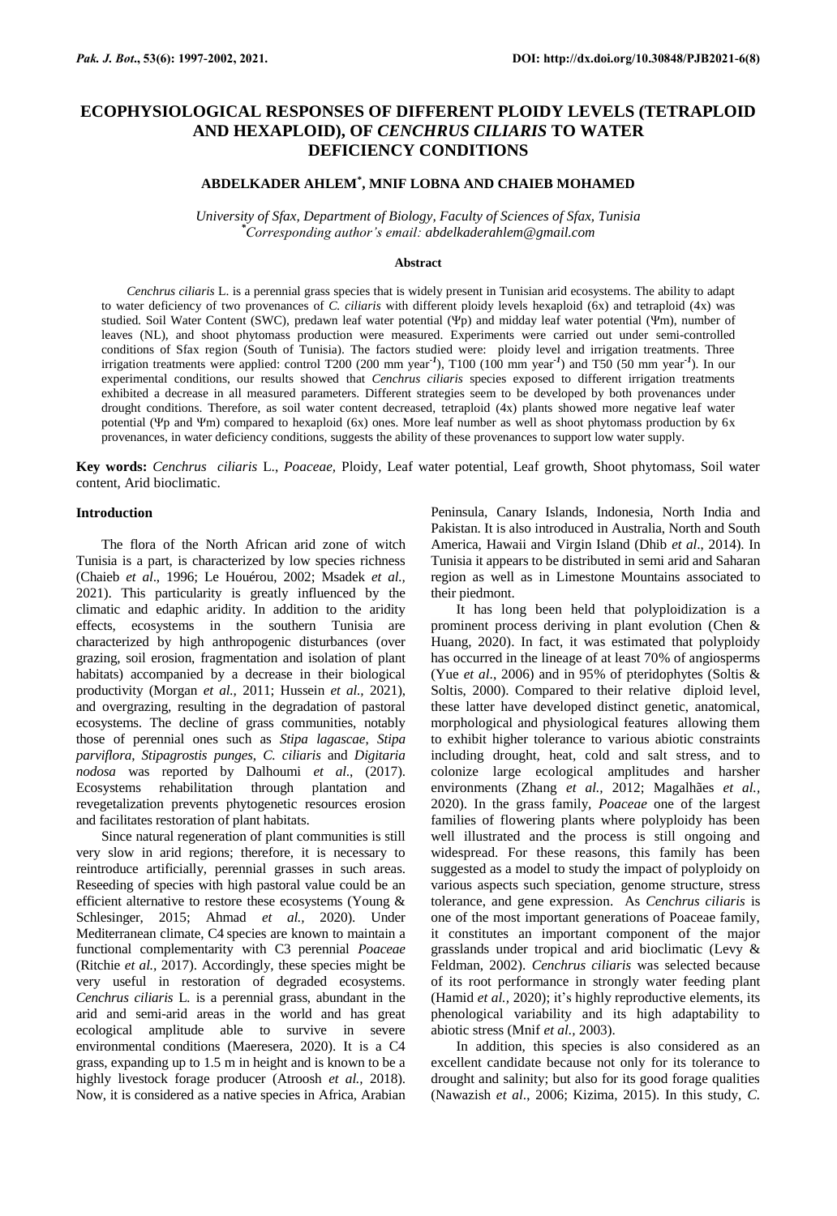# ECOPHYSIOLOGICAL RESPONSES OF DIFFERENT PLOIDY LEVELS (TETRAPLOID AND HEXAPLOID), OF *CENCHRUS CILIARIS* TO WATER DEFICIENCY CONDITIONS

**ABDELKADER AHLEM[*], MNIF LOBNA AND CHAIEB MOHAMED**

*University of Sfax, Department of Biology, Faculty of Sciences of Sfax, Tunisia*
*[*]Corresponding author's email: abdelkaderahlem@gmail.com*

## Abstract

*Cenchrus ciliaris* L. is a perennial grass species that is widely present in Tunisian arid ecosystems. The ability to adapt to water deficiency of two provenances of *C. ciliaris* with different ploidy levels hexaploid (6x) and tetraploid (4x) was studied. Soil Water Content (SWC), predawn leaf water potential (Ψp) and midday leaf water potential (Ψm), number of leaves (NL), and shoot phytomass production were measured. Experiments were carried out under semi-controlled conditions of Sfax region (South of Tunisia). The factors studied were: ploidy level and irrigation treatments. Three irrigation treatments were applied: control T200 (200 mm year$^{-1}$), T100 (100 mm year$^{-1}$) and T50 (50 mm year$^{-1}$). In our experimental conditions, our results showed that *Cenchrus ciliaris* species exposed to different irrigation treatments exhibited a decrease in all measured parameters. Different strategies seem to be developed by both provenances under drought conditions. Therefore, as soil water content decreased, tetraploid (4x) plants showed more negative leaf water potential (Ψp and Ψm) compared to hexaploid (6x) ones. More leaf number as well as shoot phytomass production by 6x provenances, in water deficiency conditions, suggests the ability of these provenances to support low water supply.

**Key words:** *Cenchrus ciliaris* L., *Poaceae*, Ploidy, Leaf water potential, Leaf growth, Shoot phytomass, Soil water content, Arid bioclimatic.

## Introduction

The flora of the North African arid zone of witch Tunisia is a part, is characterized by low species richness (Chaieb *et al*., 1996; Le Houérou, 2002; Msadek *et al.,* 2021). This particularity is greatly influenced by the climatic and edaphic aridity. In addition to the aridity effects, ecosystems in the southern Tunisia are characterized by high anthropogenic disturbances (over grazing, soil erosion, fragmentation and isolation of plant habitats) accompanied by a decrease in their biological productivity (Morgan *et al.,* 2011; Hussein *et al.,* 2021), and overgrazing, resulting in the degradation of pastoral ecosystems. The decline of grass communities, notably those of perennial ones such as *Stipa lagascae, Stipa parviflora, Stipagrostis punges, C. ciliaris* and *Digitaria nodosa* was reported by Dalhoumi *et al*., (2017). Ecosystems rehabilitation through plantation and revegetalization prevents phytogenetic resources erosion and facilitates restoration of plant habitats.

Since natural regeneration of plant communities is still very slow in arid regions; therefore, it is necessary to reintroduce artificially, perennial grasses in such areas. Reseeding of species with high pastoral value could be an efficient alternative to restore these ecosystems (Young & Schlesinger, 2015; Ahmad *et al.,* 2020). Under Mediterranean climate, C4 species are known to maintain a functional complementarity with C3 perennial *Poaceae* (Ritchie *et al.,* 2017). Accordingly, these species might be very useful in restoration of degraded ecosystems. *Cenchrus ciliaris* L. is a perennial grass, abundant in the arid and semi-arid areas in the world and has great ecological amplitude able to survive in severe environmental conditions (Maeresera, 2020). It is a C4 grass, expanding up to 1.5 m in height and is known to be a highly livestock forage producer (Atroosh *et al.,* 2018). Now, it is considered as a native species in Africa, Arabian Peninsula, Canary Islands, Indonesia, North India and Pakistan. It is also introduced in Australia, North and South America, Hawaii and Virgin Island (Dhib *et al*., 2014). In Tunisia it appears to be distributed in semi arid and Saharan region as well as in Limestone Mountains associated to their piedmont.

It has long been held that polyploidization is a prominent process deriving in plant evolution (Chen & Huang, 2020). In fact, it was estimated that polyploidy has occurred in the lineage of at least 70% of angiosperms (Yue *et al*., 2006) and in 95% of pteridophytes (Soltis & Soltis, 2000). Compared to their relative diploid level, these latter have developed distinct genetic, anatomical, morphological and physiological features allowing them to exhibit higher tolerance to various abiotic constraints including drought, heat, cold and salt stress, and to colonize large ecological amplitudes and harsher environments (Zhang *et al.,* 2012; Magalhães *et al.,* 2020). In the grass family, *Poaceae* one of the largest families of flowering plants where polyploidy has been well illustrated and the process is still ongoing and widespread. For these reasons, this family has been suggested as a model to study the impact of polyploidy on various aspects such speciation, genome structure, stress tolerance, and gene expression. As *Cenchrus ciliaris* is one of the most important generations of Poaceae family, it constitutes an important component of the major grasslands under tropical and arid bioclimatic (Levy & Feldman, 2002). *Cenchrus ciliaris* was selected because of its root performance in strongly water feeding plant (Hamid *et al.,* 2020); it's highly reproductive elements, its phenological variability and its high adaptability to abiotic stress (Mnif *et al.,* 2003).

In addition, this species is also considered as an excellent candidate because not only for its tolerance to drought and salinity; but also for its good forage qualities (Nawazish *et al*., 2006; Kizima, 2015). In this study, *C.*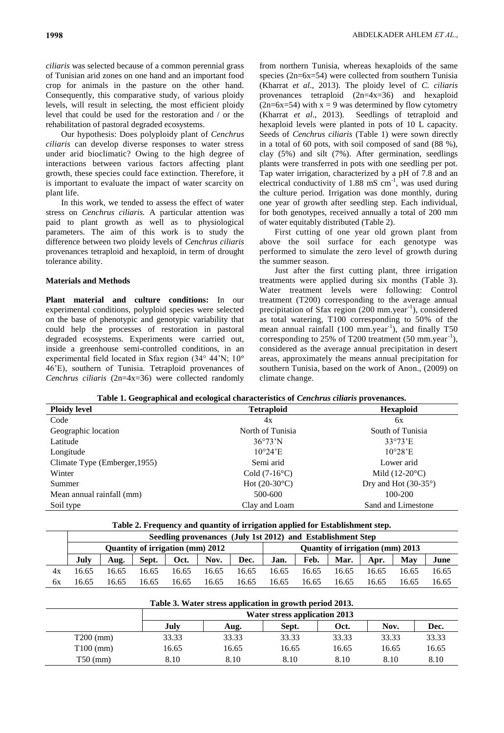*ciliaris* was selected because of a common perennial grass of Tunisian arid zones on one hand and an important food crop for animals in the pasture on the other hand. Consequently, this comparative study, of various ploidy levels, will result in selecting, the most efficient ploidy level that could be used for the restoration and / or the rehabilitation of pastoral degraded ecosystems.

Our hypothesis: Does polyploidy plant of *Cenchrus ciliaris* can develop diverse responses to water stress under arid bioclimatic? Owing to the high degree of interactions between various factors affecting plant growth, these species could face extinction. Therefore, it is important to evaluate the impact of water scarcity on plant life.

In this work, we tended to assess the effect of water stress on *Cenchrus ciliaris.* A particular attention was paid to plant growth as well as to physiological parameters. The aim of this work is to study the difference between two ploidy levels of *Cenchrus ciliaris* provenances tetraploid and hexaploid, in term of drought tolerance ability.

## Materials and Methods

**Plant material and culture conditions:** In our experimental conditions, polyploid species were selected on the base of phenotypic and genotypic variability that could help the processes of restoration in pastoral degraded ecosystems. Experiments were carried out, inside a greenhouse semi-controlled conditions, in an experimental field located in Sfax region (34° 44'N; 10° 46'E), southern of Tunisia. Tetraploid provenances of *Cenchrus ciliaris* (2n=4x=36) were collected randomly from northern Tunisia, whereas hexaploids of the same species (2n=6x=54) were collected from southern Tunisia (Kharrat *et al*., 2013). The ploidy level of *C. ciliaris* provenances tetraploid (2n=4x=36) and hexaploid (2n=6x=54) with x = 9 was determined by flow cytometry (Kharrat *et al*., 2013). Seedlings of tetraploid and hexaploid levels were planted in pots of 10 L capacity. Seeds of *Cenchrus ciliaris* (Table 1) were sown directly in a total of 60 pots, with soil composed of sand (88 %), clay (5%) and silt (7%). After germination, seedlings plants were transferred in pots with one seedling per pot. Tap water irrigation, characterized by a pH of 7.8 and an electrical conductivity of 1.88 mS $cm^{-1}$, was used during the culture period. Irrigation was done monthly, during one year of growth after seedling step. Each individual, for both genotypes, received annually a total of 200 mm of water equitably distributed (Table 2).

First cutting of one year old grown plant from above the soil surface for each genotype was performed to simulate the zero level of growth during the summer season.

Just after the first cutting plant, three irrigation treatments were applied during six months (Table 3). Water treatment levels were following: Control treatment (T200) corresponding to the average annual precipitation of Sfax region (200 mm.$year^{-1}$), considered as total watering, T100 corresponding to 50% of the mean annual rainfall (100 mm.$year^{-1}$), and finally T50 corresponding to 25% of T200 treatment (50 mm.$year^{-1}$), considered as the average annual precipitation in desert areas, approximately the means annual precipitation for southern Tunisia, based on the work of Anon., (2009) on climate change.

**Table 1. Geographical and ecological characteristics of *Cenchrus ciliaris* provenances.**

| Ploidy level | Tetraploid | Hexaploid |
|---|---|---|
| Code | 4x | 6x |
| Geographic location | North of Tunisia | South of Tunisia |
| Latitude | 36°73'N | 33°73'E |
| Longitude | 10°24'E | 10°28'E |
| Climate Type (Emberger,1955) | Semi arid | Lower arid |
| Winter | Cold (7-16°C) | Mild (12-20°C) |
| Summer | Hot (20-30°C) | Dry and Hot (30-35°) |
| Mean annual rainfall (mm) | 500-600 | 100-200 |
| Soil type | Clay and Loam | Sand and Limestone |

**Table 2. Frequency and quantity of irrigation applied for Establishment step.**

| | Seedling provenances (July 1st 2012) and Establishment Step | | | | | | | | | | | |
|---|---|---|---|---|---|---|---|---|---|---|---|---|
| | Quantity of irrigation (mm) 2012 | | | | | | Quantity of irrigation (mm) 2013 | | | | | |
| | July | Aug. | Sept. | Oct. | Nov. | Dec. | Jan. | Feb. | Mar. | Apr. | May | June |
| 4x | 16.65 | 16.65 | 16.65 | 16.65 | 16.65 | 16.65 | 16.65 | 16.65 | 16.65 | 16.65 | 16.65 | 16.65 |
| 6x | 16.65 | 16.65 | 16.65 | 16.65 | 16.65 | 16.65 | 16.65 | 16.65 | 16.65 | 16.65 | 16.65 | 16.65 |

**Table 3. Water stress application in growth period 2013.**

| | Water stress application 2013 | | | | | |
|---|---|---|---|---|---|---|
| | July | Aug. | Sept. | Oct. | Nov. | Dec. |
| T200 (mm) | 33.33 | 33.33 | 33.33 | 33.33 | 33.33 | 33.33 |
| T100 (mm) | 16.65 | 16.65 | 16.65 | 16.65 | 16.65 | 16.65 |
| T50 (mm) | 8.10 | 8.10 | 8.10 | 8.10 | 8.10 | 8.10 |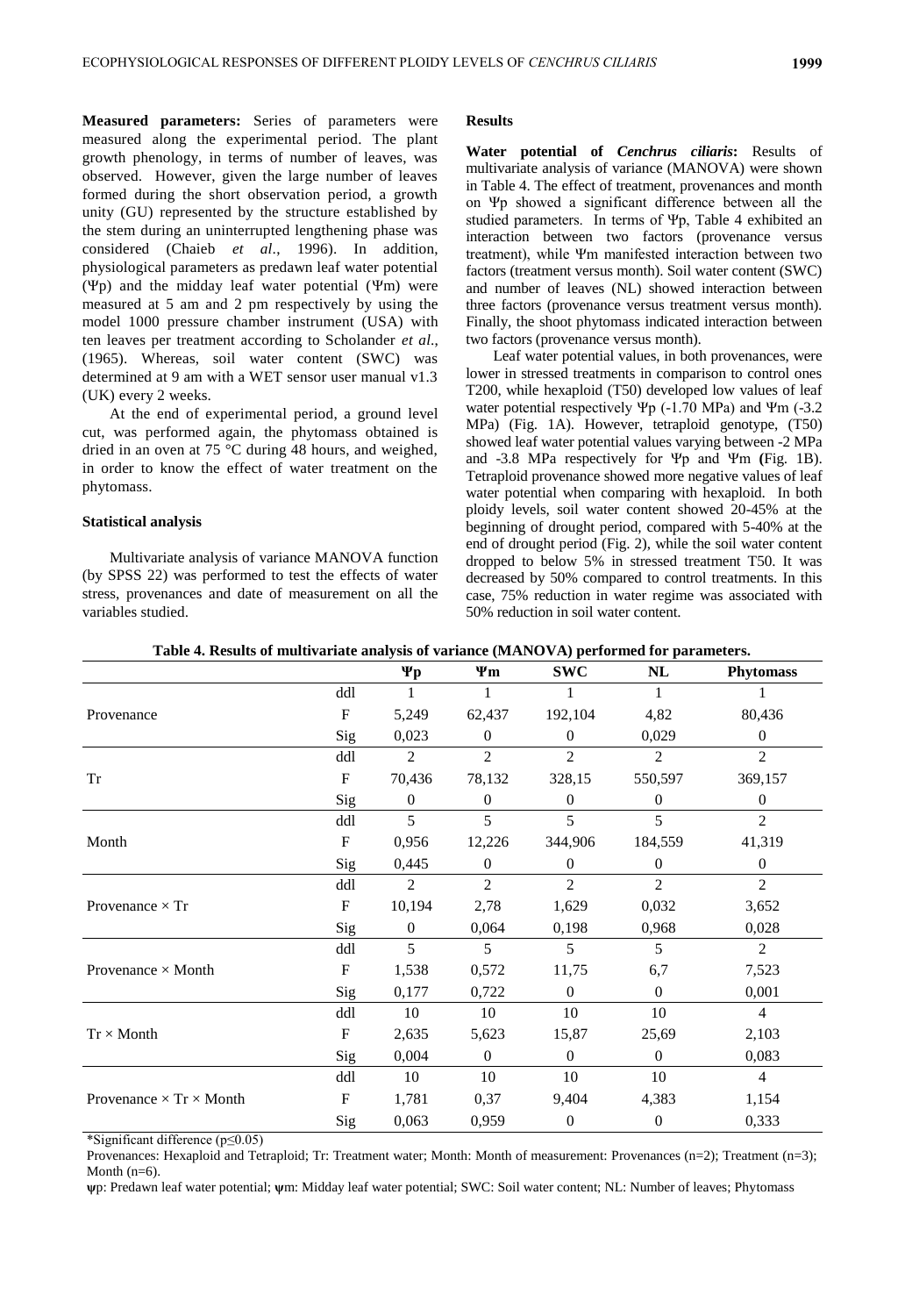**Measured parameters:** Series of parameters were measured along the experimental period. The plant growth phenology, in terms of number of leaves, was observed. However, given the large number of leaves formed during the short observation period, a growth unity (GU) represented by the structure established by the stem during an uninterrupted lengthening phase was considered (Chaieb *et al*., 1996). In addition, physiological parameters as predawn leaf water potential (Ψp) and the midday leaf water potential (Ψm) were measured at 5 am and 2 pm respectively by using the model 1000 pressure chamber instrument (USA) with ten leaves per treatment according to Scholander *et al*., (1965). Whereas, soil water content (SWC) was determined at 9 am with a WET sensor user manual v1.3 (UK) every 2 weeks.

At the end of experimental period, a ground level cut, was performed again, the phytomass obtained is dried in an oven at 75 °C during 48 hours, and weighed, in order to know the effect of water treatment on the phytomass.

#### Statistical analysis

Multivariate analysis of variance MANOVA function (by SPSS 22) was performed to test the effects of water stress, provenances and date of measurement on all the variables studied.

### Results

**Water potential of *Cenchrus ciliaris*:** Results of multivariate analysis of variance (MANOVA) were shown in Table 4. The effect of treatment, provenances and month on Ψp showed a significant difference between all the studied parameters. In terms of Ψp, Table 4 exhibited an interaction between two factors (provenance versus treatment), while Ψm manifested interaction between two factors (treatment versus month). Soil water content (SWC) and number of leaves (NL) showed interaction between three factors (provenance versus treatment versus month). Finally, the shoot phytomass indicated interaction between two factors (provenance versus month).

Leaf water potential values, in both provenances, were lower in stressed treatments in comparison to control ones T200, while hexaploid (T50) developed low values of leaf water potential respectively Ψp (-1.70 MPa) and Ψm (-3.2 MPa) (Fig. 1A). However, tetraploid genotype, (T50) showed leaf water potential values varying between -2 MPa and -3.8 MPa respectively for Ψp and Ψm **(**Fig. 1B). Tetraploid provenance showed more negative values of leaf water potential when comparing with hexaploid. In both ploidy levels, soil water content showed 20-45% at the beginning of drought period, compared with 5-40% at the end of drought period (Fig. 2), while the soil water content dropped to below 5% in stressed treatment T50. It was decreased by 50% compared to control treatments. In this case, 75% reduction in water regime was associated with 50% reduction in soil water content.

**Table 4. Results of multivariate analysis of variance (MANOVA) performed for parameters.**

| | | Ψp | Ψm | SWC | NL | Phytomass |
|---|---|---|---|---|---|---|
| Provenance | ddl | 1 | 1 | 1 | 1 | 1 |
| | F | 5,249 | 62,437 | 192,104 | 4,82 | 80,436 |
| | Sig | 0,023 | 0 | 0 | 0,029 | 0 |
| Tr | ddl | 2 | 2 | 2 | 2 | 2 |
| | F | 70,436 | 78,132 | 328,15 | 550,597 | 369,157 |
| | Sig | 0 | 0 | 0 | 0 | 0 |
| Month | ddl | 5 | 5 | 5 | 5 | 2 |
| | F | 0,956 | 12,226 | 344,906 | 184,559 | 41,319 |
| | Sig | 0,445 | 0 | 0 | 0 | 0 |
| Provenance × Tr | ddl | 2 | 2 | 2 | 2 | 2 |
| | F | 10,194 | 2,78 | 1,629 | 0,032 | 3,652 |
| | Sig | 0 | 0,064 | 0,198 | 0,968 | 0,028 |
| Provenance × Month | ddl | 5 | 5 | 5 | 5 | 2 |
| | F | 1,538 | 0,572 | 11,75 | 6,7 | 7,523 |
| | Sig | 0,177 | 0,722 | 0 | 0 | 0,001 |
| Tr × Month | ddl | 10 | 10 | 10 | 10 | 4 |
| | F | 2,635 | 5,623 | 15,87 | 25,69 | 2,103 |
| | Sig | 0,004 | 0 | 0 | 0 | 0,083 |
| Provenance × Tr × Month | ddl | 10 | 10 | 10 | 10 | 4 |
| | F | 1,781 | 0,37 | 9,404 | 4,383 | 1,154 |
| | Sig | 0,063 | 0,959 | 0 | 0 | 0,333 |

*Significant difference ($p \leq 0.05$)

Provenances: Hexaploid and Tetraploid; Tr: Treatment water; Month: Month of measurement: Provenances (n=2); Treatment (n=3); Month (n=6).

**ψ**p: Predawn leaf water potential; **ψ**m: Midday leaf water potential; SWC: Soil water content; NL: Number of leaves; Phytomass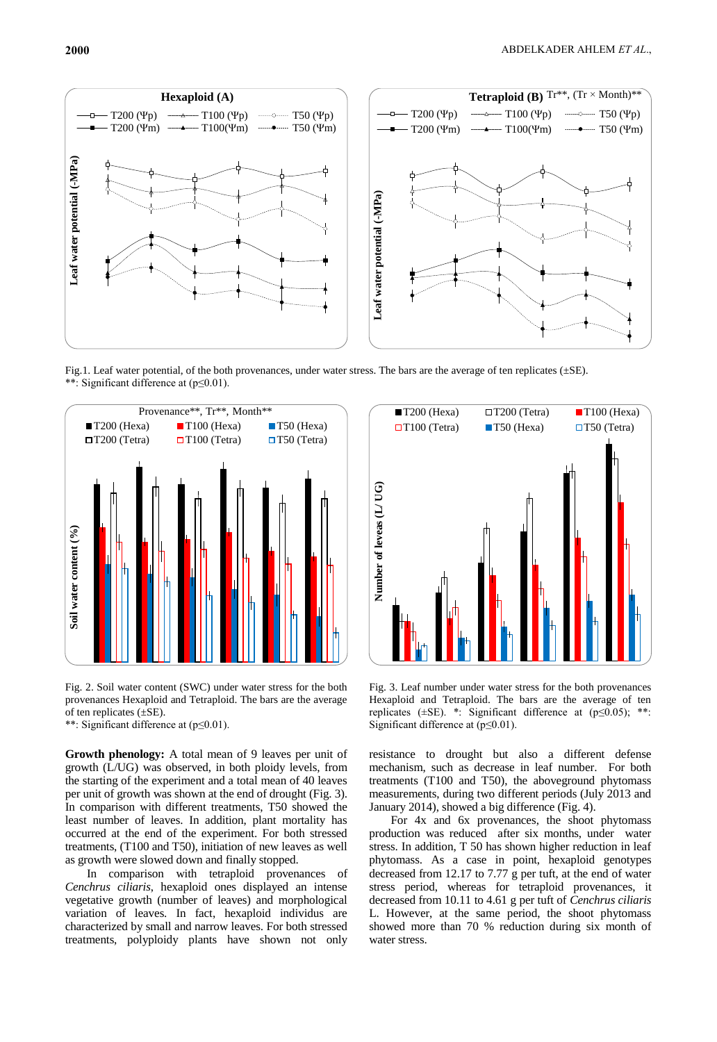Fig.1. Leaf water potential, of the both provenances, under water stress. The bars are the average of ten replicates (±SE).
**: Significant difference at (p≤0.01).

Fig. 2. Soil water content (SWC) under water stress for the both provenances Hexaploid and Tetraploid. The bars are the average of ten replicates (±SE).
**: Significant difference at (p≤0.01).

Fig. 3. Leaf number under water stress for the both provenances Hexaploid and Tetraploid. The bars are the average of ten replicates (±SE). *: Significant difference at (p≤0.05); **: Significant difference at (p≤0.01).

**Growth phenology:** A total mean of 9 leaves per unit of growth (L/UG) was observed, in both ploidy levels, from the starting of the experiment and a total mean of 40 leaves per unit of growth was shown at the end of drought (Fig. 3). In comparison with different treatments, T50 showed the least number of leaves. In addition, plant mortality has occurred at the end of the experiment. For both stressed treatments, (T100 and T50), initiation of new leaves as well as growth were slowed down and finally stopped.

In comparison with tetraploid provenances of *Cenchrus ciliaris*, hexaploid ones displayed an intense vegetative growth (number of leaves) and morphological variation of leaves. In fact, hexaploid individus are characterized by small and narrow leaves. For both stressed treatments, polyploidy plants have shown not only resistance to drought but also a different defense mechanism, such as decrease in leaf number. For both treatments (T100 and T50), the aboveground phytomass measurements, during two different periods (July 2013 and January 2014), showed a big difference (Fig. 4).

For 4x and 6x provenances, the shoot phytomass production was reduced after six months, under water stress. In addition, T 50 has shown higher reduction in leaf phytomass. As a case in point, hexaploid genotypes decreased from 12.17 to 7.77 g per tuft, at the end of water stress period, whereas for tetraploid provenances, it decreased from 10.11 to 4.61 g per tuft of *Cenchrus ciliaris* L. However, at the same period, the shoot phytomass showed more than 70 % reduction during six month of water stress.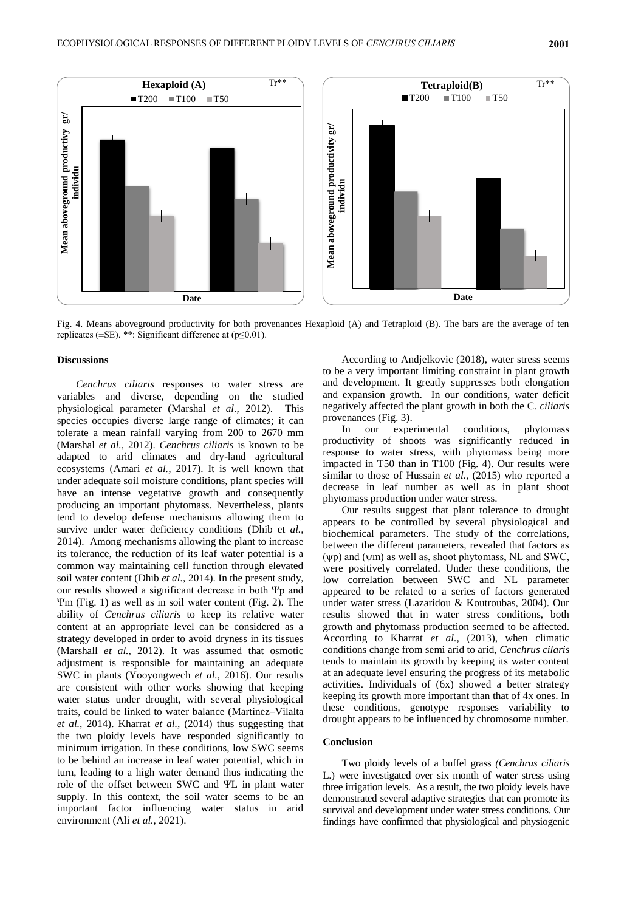Fig. 4. Means aboveground productivity for both provenances Hexaploid (A) and Tetraploid (B). The bars are the average of ten replicates (±SE). **: Significant difference at ($p \leq 0.01$).

## Discussions

*Cenchrus ciliaris* responses to water stress are variables and diverse, depending on the studied physiological parameter (Marshal *et al.,* 2012). This species occupies diverse large range of climates; it can tolerate a mean rainfall varying from 200 to 2670 mm (Marshal *et al.,* 2012). *Cenchrus ciliaris* is known to be adapted to arid climates and dry-land agricultural ecosystems (Amari *et al.,* 2017). It is well known that under adequate soil moisture conditions, plant species will have an intense vegetative growth and consequently producing an important phytomass. Nevertheless, plants tend to develop defense mechanisms allowing them to survive under water deficiency conditions (Dhib et *al.,* 2014). Among mechanisms allowing the plant to increase its tolerance, the reduction of its leaf water potential is a common way maintaining cell function through elevated soil water content (Dhib *et al.,* 2014). In the present study, our results showed a significant decrease in both Ψp and Ψm (Fig. 1) as well as in soil water content (Fig. 2). The ability of *Cenchrus ciliaris* to keep its relative water content at an appropriate level can be considered as a strategy developed in order to avoid dryness in its tissues (Marshall *et al.,* 2012). It was assumed that osmotic adjustment is responsible for maintaining an adequate SWC in plants (Yooyongwech *et al.,* 2016). Our results are consistent with other works showing that keeping water status under drought, with several physiological traits, could be linked to water balance (Martínez–Vilalta *et al.,* 2014). Kharrat *et al.,* (2014) thus suggesting that the two ploidy levels have responded significantly to minimum irrigation. In these conditions, low SWC seems to be behind an increase in leaf water potential, which in turn, leading to a high water demand thus indicating the role of the offset between SWC and ΨL in plant water supply. In this context, the soil water seems to be an important factor influencing water status in arid environment (Ali *et al.,* 2021).

According to Andjelkovic (2018), water stress seems to be a very important limiting constraint in plant growth and development. It greatly suppresses both elongation and expansion growth. In our conditions, water deficit negatively affected the plant growth in both the C*. ciliaris* provenances (Fig. 3).

In our experimental conditions, phytomass productivity of shoots was significantly reduced in response to water stress, with phytomass being more impacted in T50 than in T100 (Fig. 4). Our results were similar to those of Hussain *et al.,* (2015) who reported a decrease in leaf number as well as in plant shoot phytomass production under water stress.

Our results suggest that plant tolerance to drought appears to be controlled by several physiological and biochemical parameters. The study of the correlations, between the different parameters, revealed that factors as (ψp) and (ψm) as well as, shoot phytomass, NL and SWC, were positively correlated. Under these conditions, the low correlation between SWC and NL parameter appeared to be related to a series of factors generated under water stress (Lazaridou & Koutroubas, 2004). Our results showed that in water stress conditions, both growth and phytomass production seemed to be affected. According to Kharrat *et al.,* (2013), when climatic conditions change from semi arid to arid, *Cenchrus cilaris* tends to maintain its growth by keeping its water content at an adequate level ensuring the progress of its metabolic activities. Individuals of (6x) showed a better strategy keeping its growth more important than that of 4x ones. In these conditions, genotype responses variability to drought appears to be influenced by chromosome number.

## Conclusion

Two ploidy levels of a buffel grass *(Cenchrus ciliaris* L.) were investigated over six month of water stress using three irrigation levels. As a result, the two ploidy levels have demonstrated several adaptive strategies that can promote its survival and development under water stress conditions. Our findings have confirmed that physiological and physiogenic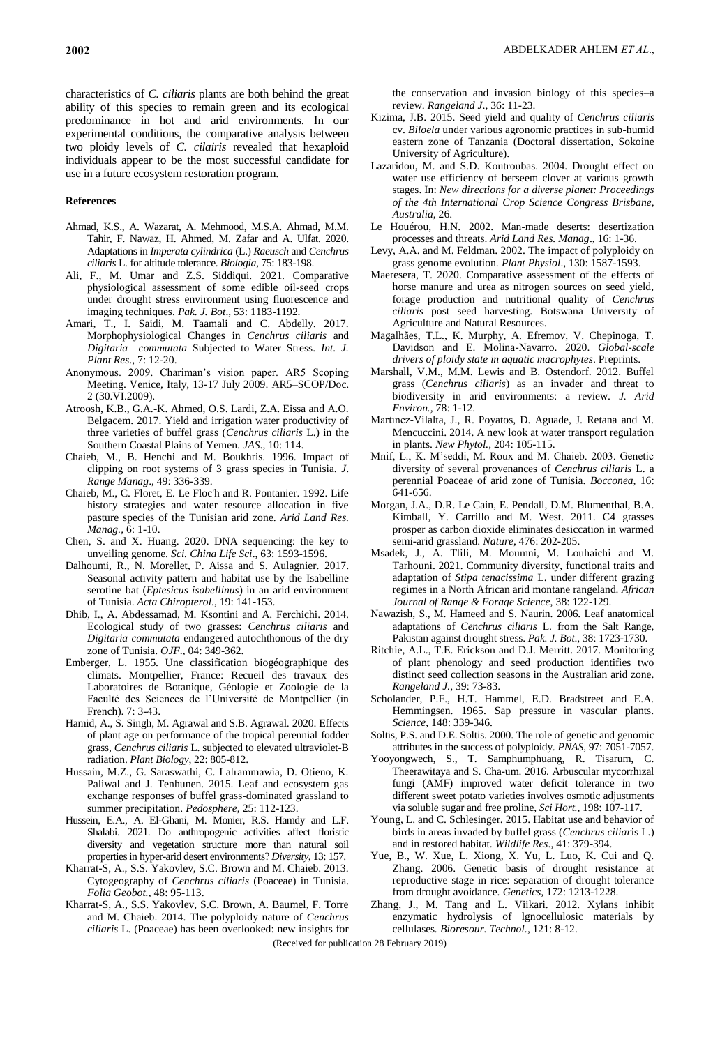characteristics of *C. ciliaris* plants are both behind the great ability of this species to remain green and its ecological predominance in hot and arid environments. In our experimental conditions, the comparative analysis between two ploidy levels of *C. cilairis* revealed that hexaploid individuals appear to be the most successful candidate for use in a future ecosystem restoration program.

#### References

- Ahmad, K.S., A. Wazarat, A. Mehmood, M.S.A. Ahmad, M.M. Tahir, F. Nawaz, H. Ahmed, M. Zafar and A. Ulfat. 2020. Adaptations in *Imperata cylindrica* (L.) *Raeusch* and *Cenchrus ciliaris* L. for altitude tolerance. *Biologia*, 75: 183-198.
- Ali, F., M. Umar and Z.S. Siddiqui. 2021. Comparative physiological assessment of some edible oil-seed crops under drought stress environment using fluorescence and imaging techniques. *Pak. J. Bot*., 53: 1183-1192.
- Amari, T., I. Saidi, M. Taamali and C. Abdelly. 2017. Morphophysiological Changes in *Cenchrus ciliaris* and *Digitaria commutata* Subjected to Water Stress. *Int. J. Plant Res*., 7: 12-20.
- Anonymous. 2009. Chariman's vision paper. AR5 Scoping Meeting. Venice, Italy, 13-17 July 2009. AR5–SCOP/Doc. 2 (30.VI.2009).
- Atroosh, K.B., G.A.-K. Ahmed, O.S. Lardi, Z.A. Eissa and A.O. Belgacem. 2017. Yield and irrigation water productivity of three varieties of buffel grass (*Cenchrus ciliaris* L.) in the Southern Coastal Plains of Yemen. *JAS*., 10: 114.
- Chaieb, M., B. Henchi and M. Boukhris. 1996. Impact of clipping on root systems of 3 grass species in Tunisia. *J. Range Manag*., 49: 336-339.
- Chaieb, M., C. Floret, E. Le Floc'h and R. Pontanier. 1992. Life history strategies and water resource allocation in five pasture species of the Tunisian arid zone. *Arid Land Res. Manag.,* 6: 1-10.
- Chen, S. and X. Huang. 2020. DNA sequencing: the key to unveiling genome. *Sci. China Life Sci*., 63: 1593-1596.
- Dalhoumi, R., N. Morellet, P. Aissa and S. Aulagnier. 2017. Seasonal activity pattern and habitat use by the Isabelline serotine bat (*Eptesicus isabellinus*) in an arid environment of Tunisia. *Acta Chiropterol*., 19: 141-153.
- Dhib, I., A. Abdessamad, M. Ksontini and A. Ferchichi. 2014. Ecological study of two grasses: *Cenchrus ciliaris* and *Digitaria commutata* endangered autochthonous of the dry zone of Tunisia. *OJF*., 04: 349-362.
- Emberger, L. 1955. Une classification biogéographique des climats. Montpellier, France: Recueil des travaux des Laboratoires de Botanique, Géologie et Zoologie de la Faculté des Sciences de l'Université de Montpellier (in French). 7: 3-43.
- Hamid, A., S. Singh, M. Agrawal and S.B. Agrawal. 2020. Effects of plant age on performance of the tropical perennial fodder grass, *Cenchrus ciliaris* L. subjected to elevated ultraviolet-B radiation. *Plant Biology*, 22: 805-812.
- Hussain, M.Z., G. Saraswathi, C. Lalrammawia, D. Otieno, K. Paliwal and J. Tenhunen. 2015. Leaf and ecosystem gas exchange responses of buffel grass-dominated grassland to summer precipitation. *Pedosphere*, 25: 112-123.
- Hussein, E.A., A. El-Ghani, M. Monier, R.S. Hamdy and L.F. Shalabi. 2021. Do anthropogenic activities affect floristic diversity and vegetation structure more than natural soil properties in hyper-arid desert environments? *Diversity*, 13: 157.
- Kharrat-S, A., S.S. Yakovlev, S.C. Brown and M. Chaieb. 2013. Cytogeography of *Cenchrus ciliaris* (Poaceae) in Tunisia. *Folia Geobot.,* 48: 95-113.
- Kharrat-S, A., S.S. Yakovlev, S.C. Brown, A. Baumel, F. Torre and M. Chaieb. 2014. The polyploidy nature of *Cenchrus ciliaris* L. (Poaceae) has been overlooked: new insights for the conservation and invasion biology of this species–a review. *Rangeland J*., 36: 11-23.
- Kizima, J.B. 2015. Seed yield and quality of *Cenchrus ciliaris* cv. *Biloela* under various agronomic practices in sub-humid eastern zone of Tanzania (Doctoral dissertation, Sokoine University of Agriculture).
- Lazaridou, M. and S.D. Koutroubas. 2004. Drought effect on water use efficiency of berseem clover at various growth stages. In: *New directions for a diverse planet: Proceedings of the 4th International Crop Science Congress Brisbane, Australia*, 26.
- Le Houérou, H.N. 2002. Man-made deserts: desertization processes and threats. *Arid Land Res. Manag*., 16: 1-36.
- Levy, A.A. and M. Feldman. 2002. The impact of polyploidy on grass genome evolution. *Plant Physiol*., 130: 1587-1593.
- Maeresera, T. 2020. Comparative assessment of the effects of horse manure and urea as nitrogen sources on seed yield, forage production and nutritional quality of *Cenchrus ciliaris* post seed harvesting. Botswana University of Agriculture and Natural Resources.
- Magalhães, T.L., K. Murphy, A. Efremov, V. Chepinoga, T. Davidson and E. Molina-Navarro. 2020. *Global-scale drivers of ploidy state in aquatic macrophytes*. Preprints.
- Marshall, V.M., M.M. Lewis and B. Ostendorf. 2012. Buffel grass (*Cenchrus ciliaris*) as an invader and threat to biodiversity in arid environments: a review. *J. Arid Environ.,* 78: 1-12.
- Martınez-Vilalta, J., R. Poyatos, D. Aguade, J. Retana and M. Mencuccini. 2014. A new look at water transport regulation in plants. *New Phytol.*, 204: 105-115.
- Mnif, L., K. M'seddi, M. Roux and M. Chaieb. 2003. Genetic diversity of several provenances of *Cenchrus ciliaris* L. a perennial Poaceae of arid zone of Tunisia. *Bocconea,* 16: 641-656.
- Morgan, J.A., D.R. Le Cain, E. Pendall, D.M. Blumenthal, B.A. Kimball, Y. Carrillo and M. West. 2011. C4 grasses prosper as carbon dioxide eliminates desiccation in warmed semi-arid grassland. *Nature*, 476: 202-205.
- Msadek, J., A. Tlili, M. Moumni, M. Louhaichi and M. Tarhouni. 2021. Community diversity, functional traits and adaptation of *Stipa tenacissima* L. under different grazing regimes in a North African arid montane rangeland. *African Journal of Range & Forage Science*, 38: 122-129.
- Nawazish, S., M. Hameed and S. Naurin. 2006. Leaf anatomical adaptations of *Cenchrus ciliaris* L. from the Salt Range, Pakistan against drought stress. *Pak. J. Bot*., 38: 1723-1730.
- Ritchie, A.L., T.E. Erickson and D.J. Merritt. 2017. Monitoring of plant phenology and seed production identifies two distinct seed collection seasons in the Australian arid zone. *Rangeland J.*, 39: 73-83.
- Scholander, P.F., H.T. Hammel, E.D. Bradstreet and E.A. Hemmingsen. 1965. Sap pressure in vascular plants. *Science*, 148: 339-346.
- Soltis, P.S. and D.E. Soltis. 2000. The role of genetic and genomic attributes in the success of polyploidy. *PNAS*, 97: 7051-7057.
- Yooyongwech, S., T. Samphumphuang, R. Tisarum, C. Theerawitaya and S. Cha-um. 2016. Arbuscular mycorrhizal fungi (AMF) improved water deficit tolerance in two different sweet potato varieties involves osmotic adjustments via soluble sugar and free proline, *Sci Hort.*, 198: 107-117.
- Young, L. and C. Schlesinger. 2015. Habitat use and behavior of birds in areas invaded by buffel grass (*Cenchrus ciliaris* L.) and in restored habitat. *Wildlife Res*., 41: 379-394.
- Yue, B., W. Xue, L. Xiong, X. Yu, L. Luo, K. Cui and Q. Zhang. 2006. Genetic basis of drought resistance at reproductive stage in rice: separation of drought tolerance from drought avoidance. *Genetics*, 172: 1213-1228.
- Zhang, J., M. Tang and L. Viikari. 2012. Xylans inhibit enzymatic hydrolysis of lgnocellulosic materials by cellulases. *Bioresour. Technol.*, 121: 8-12.

(Received for publication 28 February 2019)